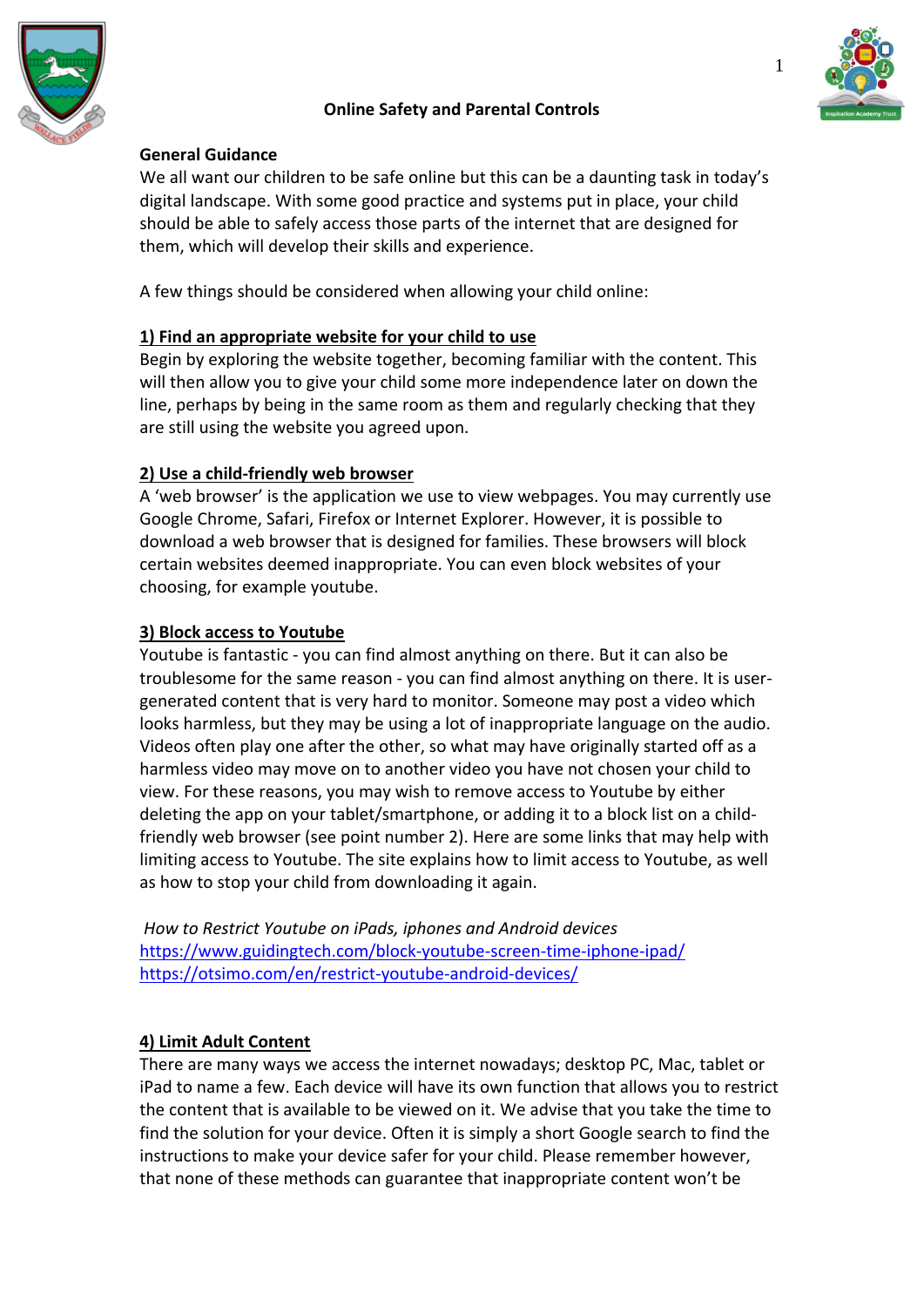# Online Safety and Parental Controls

## General Guidance

We all want our children to be safe online but this can be a daunting task in today's digital landscape. With some good practice and systems put in place, your child should be able to safely access those parts of the internet that are designed for them, which will develop their skills and experience.

A few things should be considered when allowing your child online:

### 1) Find an appropriate website for your child to use

Begin by exploring the website together, becoming familiar with the content. This will then allow you to give your child some more independence later on down the line, perhaps by being in the same room as them and regularly checking that they are still using the website you agreed upon.

### 2) Use a child-friendly web browser

A 'web browser' is the application we use to view webpages. You may currently use Google Chrome, Safari, Firefox or Internet Explorer. However, it is possible to download a web browser that is designed for families. These browsers will block certain websites deemed inappropriate. You can even block websites of your choosing, for example youtube.

### 3) Block access to Youtube

Youtube is fantastic - you can find almost anything on there. But it can also be troublesome for the same reason - you can find almost anything on there. It is user-generated content that is very hard to monitor. Someone may post a video which looks harmless, but they may be using a lot of inappropriate language on the audio. Videos often play one after the other, so what may have originally started off as a harmless video may move on to another video you have not chosen your child to view. For these reasons, you may wish to remove access to Youtube by either deleting the app on your tablet/smartphone, or adding it to a block list on a child-friendly web browser (see point number 2). Here are some links that may help with limiting access to Youtube. The site explains how to limit access to Youtube, as well as how to stop your child from downloading it again.

*How to Restrict Youtube on iPads, iphones and Android devices*
https://www.guidingtech.com/block-youtube-screen-time-iphone-ipad/
https://otsimo.com/en/restrict-youtube-android-devices/

### 4) Limit Adult Content

There are many ways we access the internet nowadays; desktop PC, Mac, tablet or iPad to name a few. Each device will have its own function that allows you to restrict the content that is available to be viewed on it. We advise that you take the time to find the solution for your device. Often it is simply a short Google search to find the instructions to make your device safer for your child. Please remember however, that none of these methods can guarantee that inappropriate content won't be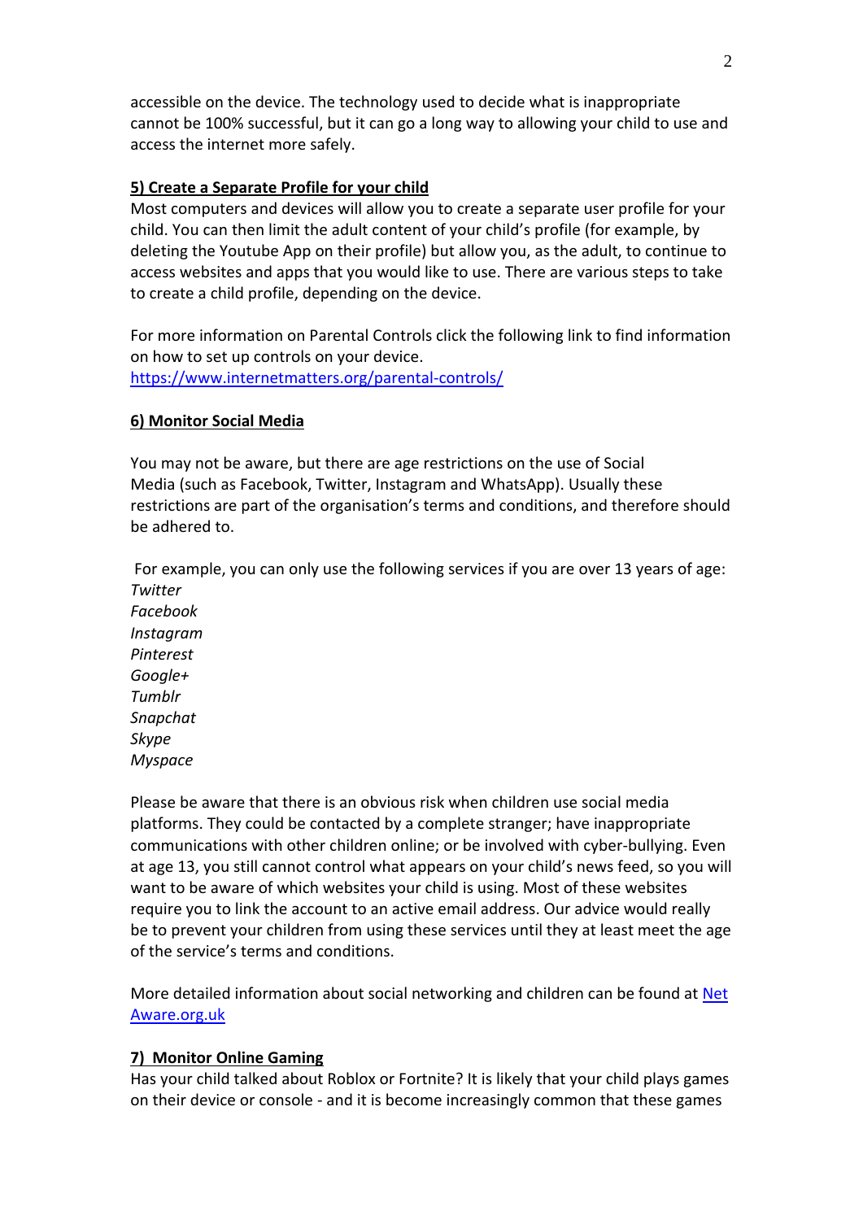accessible on the device. The technology used to decide what is inappropriate cannot be 100% successful, but it can go a long way to allowing your child to use and access the internet more safely.

### 5) Create a Separate Profile for your child

Most computers and devices will allow you to create a separate user profile for your child. You can then limit the adult content of your child's profile (for example, by deleting the Youtube App on their profile) but allow you, as the adult, to continue to access websites and apps that you would like to use. There are various steps to take to create a child profile, depending on the device.

For more information on Parental Controls click the following link to find information on how to set up controls on your device.
[https://www.internetmatters.org/parental-controls/](https://www.internetmatters.org/parental-controls/)

### 6) Monitor Social Media

You may not be aware, but there are age restrictions on the use of Social Media (such as Facebook, Twitter, Instagram and WhatsApp). Usually these restrictions are part of the organisation's terms and conditions, and therefore should be adhered to.

For example, you can only use the following services if you are over 13 years of age:
*Twitter*
*Facebook*
*Instagram*
*Pinterest*
*Google+*
*Tumblr*
*Snapchat*
*Skype*
*Myspace*

Please be aware that there is an obvious risk when children use social media platforms. They could be contacted by a complete stranger; have inappropriate communications with other children online; or be involved with cyber-bullying. Even at age 13, you still cannot control what appears on your child's news feed, so you will want to be aware of which websites your child is using. Most of these websites require you to link the account to an active email address. Our advice would really be to prevent your children from using these services until they at least meet the age of the service's terms and conditions.

More detailed information about social networking and children can be found at Net Aware.org.uk

### 7) Monitor Online Gaming

Has your child talked about Roblox or Fortnite? It is likely that your child plays games on their device or console - and it is become increasingly common that these games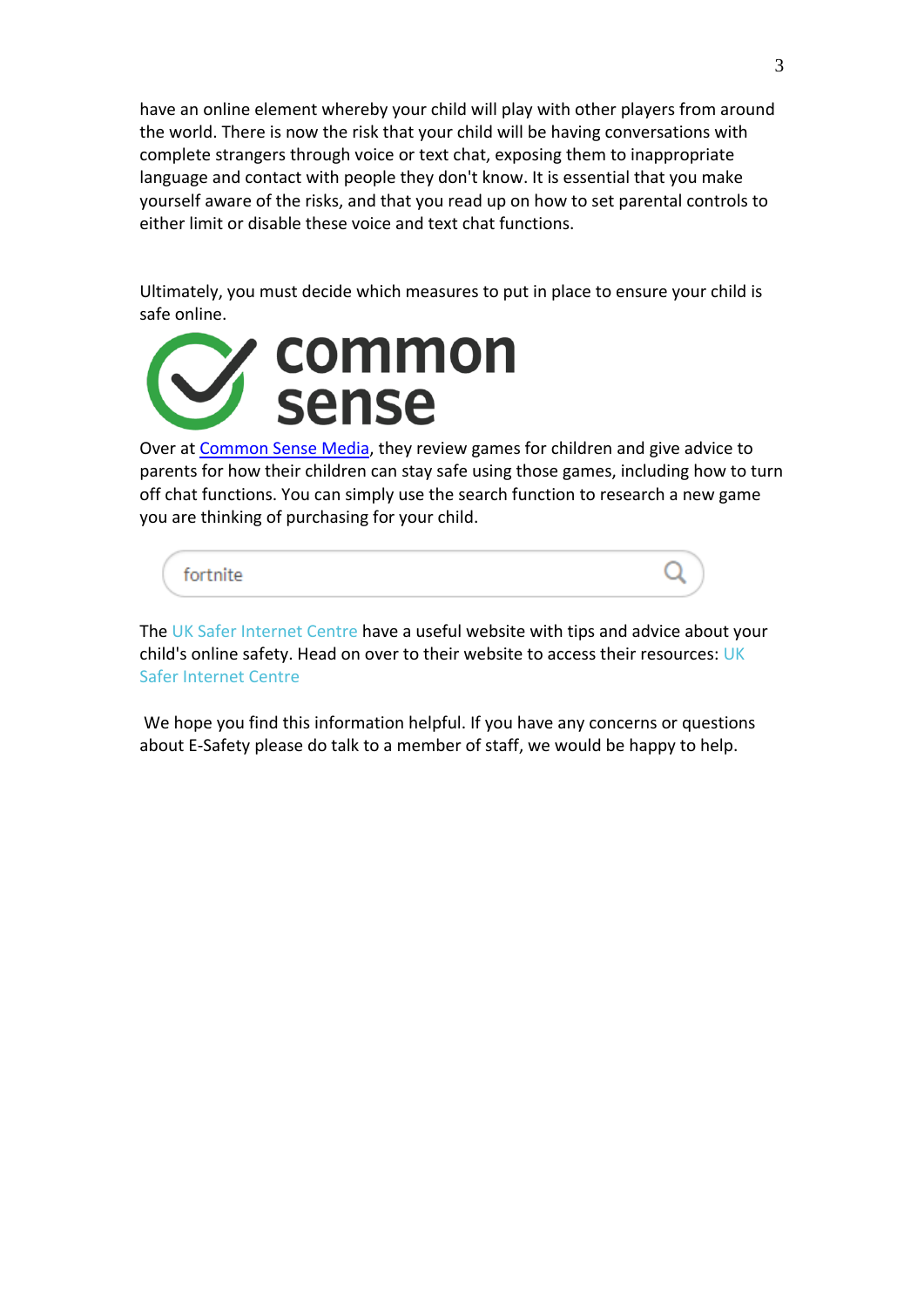have an online element whereby your child will play with other players from around the world. There is now the risk that your child will be having conversations with complete strangers through voice or text chat, exposing them to inappropriate language and contact with people they don't know. It is essential that you make yourself aware of the risks, and that you read up on how to set parental controls to either limit or disable these voice and text chat functions.

Ultimately, you must decide which measures to put in place to ensure your child is safe online.

common sense

Over at Common Sense Media, they review games for children and give advice to parents for how their children can stay safe using those games, including how to turn off chat functions. You can simply use the search function to research a new game you are thinking of purchasing for your child.

fortnite

The UK Safer Internet Centre have a useful website with tips and advice about your child's online safety. Head on over to their website to access their resources: UK Safer Internet Centre

We hope you find this information helpful. If you have any concerns or questions about E-Safety please do talk to a member of staff, we would be happy to help.